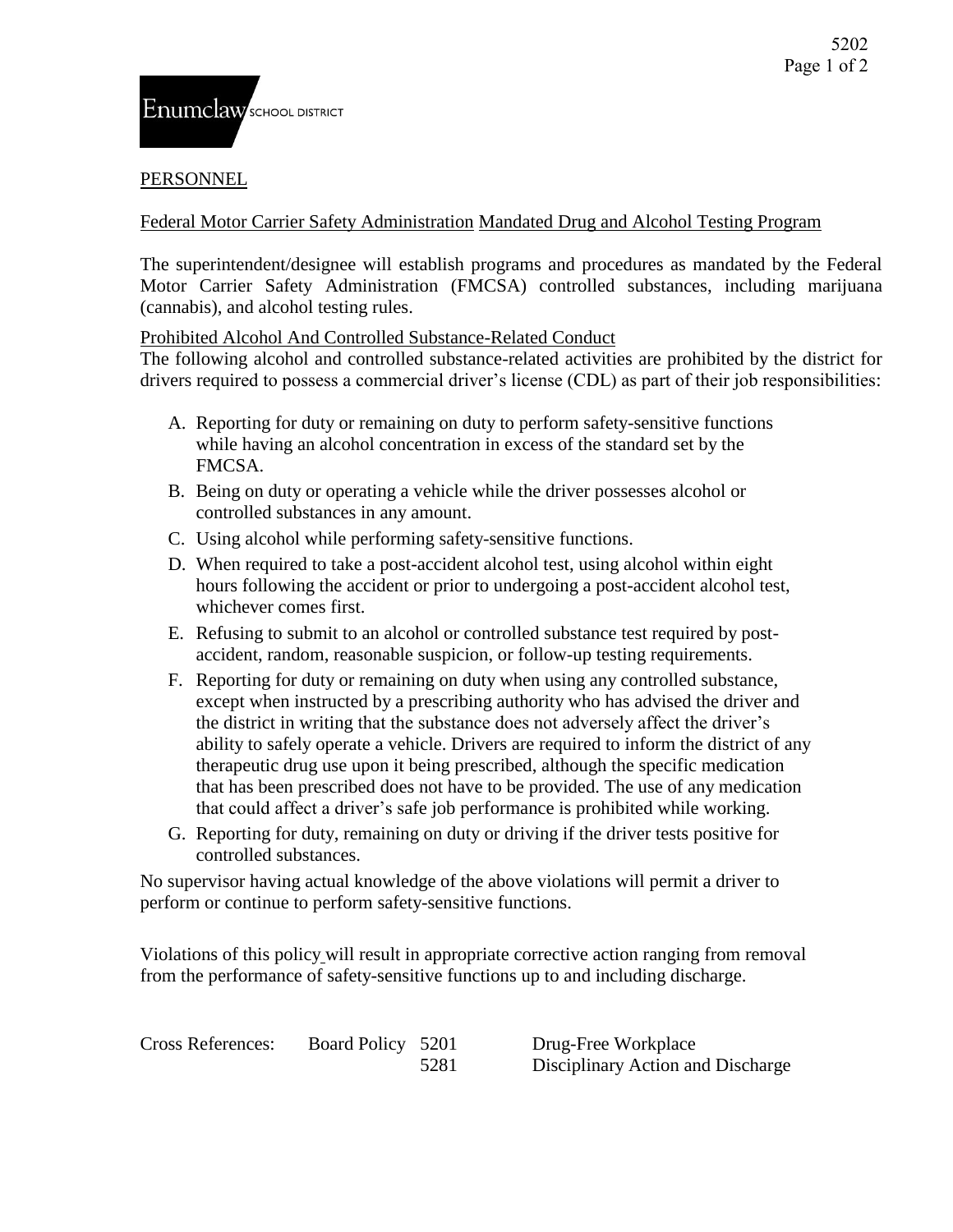Enumclaw SCHOOL DISTRICT

PERSONNEL

## Federal Motor Carrier Safety Administration Mandated Drug and Alcohol Testing Program

The superintendent/designee will establish programs and procedures as mandated by the Federal Motor Carrier Safety Administration (FMCSA) controlled substances, including marijuana (cannabis), and alcohol testing rules.

### Prohibited Alcohol And Controlled Substance-Related Conduct

The following alcohol and controlled substance-related activities are prohibited by the district for drivers required to possess a commercial driver's license (CDL) as part of their job responsibilities:

A. Reporting for duty or remaining on duty to perform safety-sensitive functions while having an alcohol concentration in excess of the standard set by the FMCSA.

B. Being on duty or operating a vehicle while the driver possesses alcohol or controlled substances in any amount.

C. Using alcohol while performing safety-sensitive functions.

D. When required to take a post-accident alcohol test, using alcohol within eight hours following the accident or prior to undergoing a post-accident alcohol test, whichever comes first.

E. Refusing to submit to an alcohol or controlled substance test required by post-accident, random, reasonable suspicion, or follow-up testing requirements.

F. Reporting for duty or remaining on duty when using any controlled substance, except when instructed by a prescribing authority who has advised the driver and the district in writing that the substance does not adversely affect the driver's ability to safely operate a vehicle. Drivers are required to inform the district of any therapeutic drug use upon it being prescribed, although the specific medication that has been prescribed does not have to be provided. The use of any medication that could affect a driver's safe job performance is prohibited while working.

G. Reporting for duty, remaining on duty or driving if the driver tests positive for controlled substances.

No supervisor having actual knowledge of the above violations will permit a driver to perform or continue to perform safety-sensitive functions.

Violations of this policy will result in appropriate corrective action ranging from removal from the performance of safety-sensitive functions up to and including discharge.

| Cross References: | Board Policy | 5201 | Drug-Free Workplace |
|---|---|---|---|
| | | 5281 | Disciplinary Action and Discharge |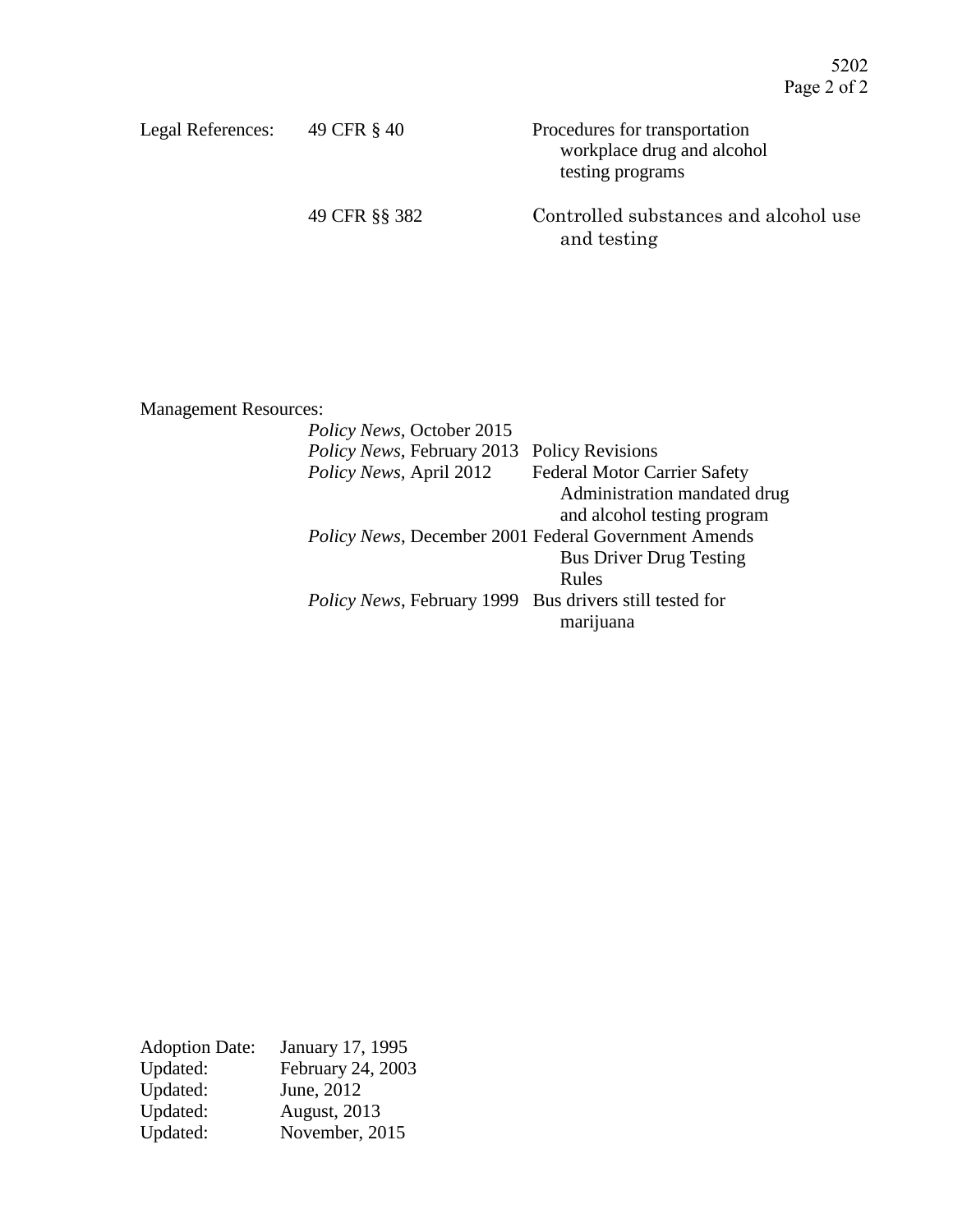Legal References:

| | | |
|---|---|---|
| 49 CFR § 40 | Procedures for transportation workplace drug and alcohol testing programs |
| 49 CFR §§ 382 | Controlled substances and alcohol use and testing |

Management Resources:

| | |
|---|---|
| *Policy News*, October 2015 | |
| *Policy News*, February 2013 | Policy Revisions |
| *Policy News*, April 2012 | Federal Motor Carrier Safety Administration mandated drug and alcohol testing program |
| *Policy News*, December 2001 | Federal Government Amends Bus Driver Drug Testing Rules |
| *Policy News*, February 1999 | Bus drivers still tested for marijuana |

Adoption Date: January 17, 1995
Updated: February 24, 2003
Updated: June, 2012
Updated: August, 2013
Updated: November, 2015